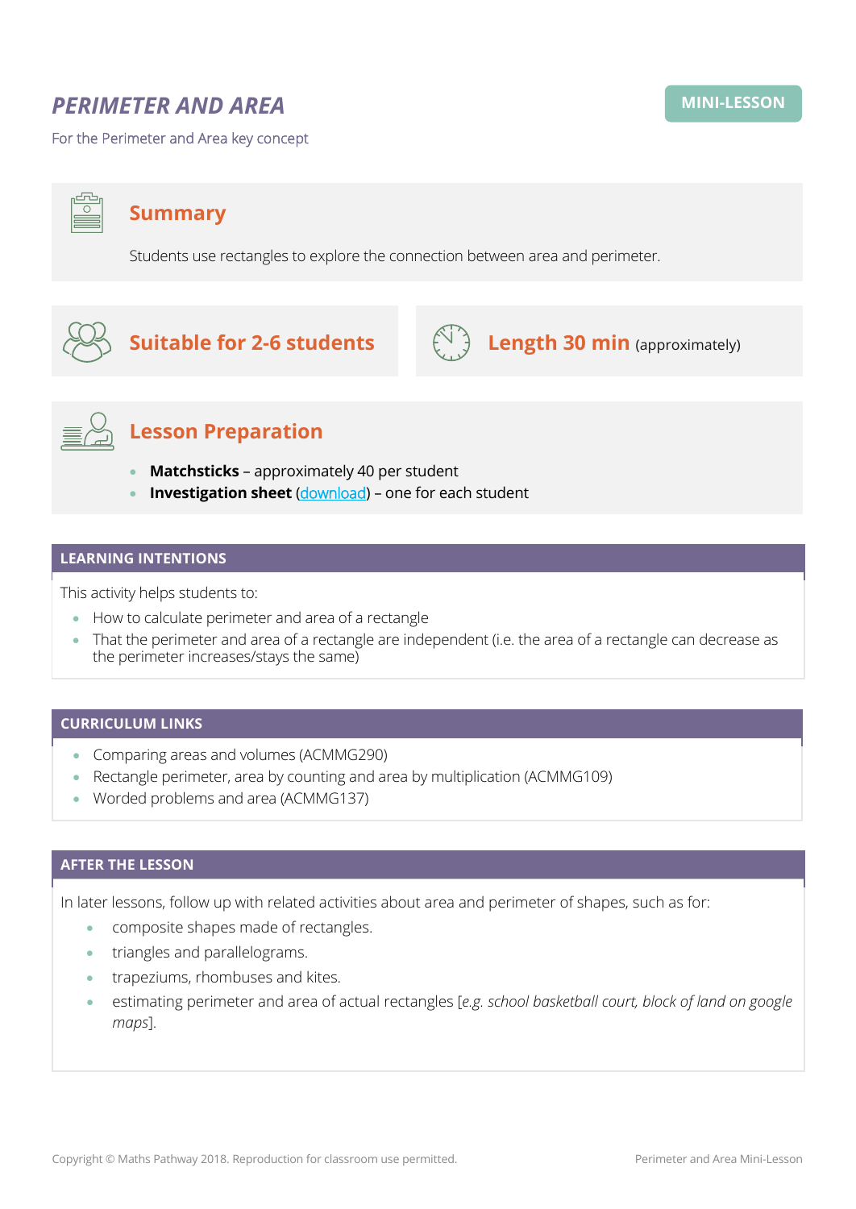# *PERIMETER AND AREA*

**MINI-LESSON**

For the Perimeter and Area key concept

## Summary

Students use rectangles to explore the connection between area and perimeter.

## Suitable for 2-6 students

## Length 30 min (approximately)

## Lesson Preparation

- **Matchsticks** – approximately 40 per student
- **Investigation sheet** (download) – one for each student

## LEARNING INTENTIONS

This activity helps students to:

- How to calculate perimeter and area of a rectangle
- That the perimeter and area of a rectangle are independent (i.e. the area of a rectangle can decrease as the perimeter increases/stays the same)

## CURRICULUM LINKS

- Comparing areas and volumes (ACMMG290)
- Rectangle perimeter, area by counting and area by multiplication (ACMMG109)
- Worded problems and area (ACMMG137)

## AFTER THE LESSON

In later lessons, follow up with related activities about area and perimeter of shapes, such as for:

- composite shapes made of rectangles.
- triangles and parallelograms.
- trapeziums, rhombuses and kites.
- estimating perimeter and area of actual rectangles [*e.g. school basketball court, block of land on google maps*].

Copyright © Maths Pathway 2018. Reproduction for classroom use permitted.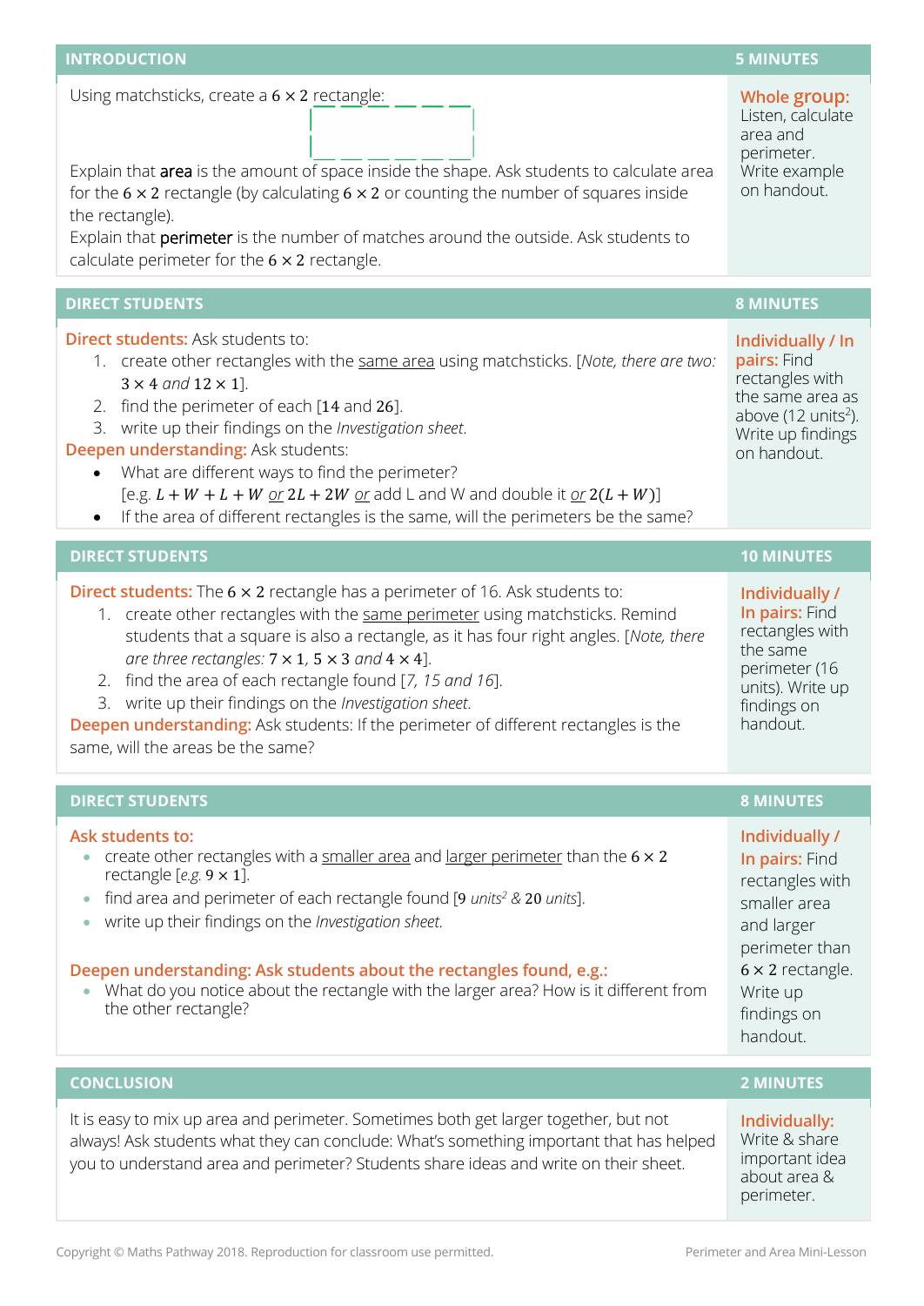| INTRODUCTION | 5 MINUTES |
|---|---|
| Using matchsticks, create a $6 \times 2$ rectangle:<br><br>Explain that **area** is the amount of space inside the shape. Ask students to calculate area for the $6 \times 2$ rectangle (by calculating $6 \times 2$ or counting the number of squares inside the rectangle).<br>Explain that **perimeter** is the number of matches around the outside. Ask students to calculate perimeter for the $6 \times 2$ rectangle. | **Whole group:** Listen, calculate area and perimeter. Write example on handout. |

| DIRECT STUDENTS | 8 MINUTES |
|---|---|
| **Direct students:** Ask students to:<br>1. create other rectangles with the <u>same area</u> using matchsticks. [*Note, there are two:* $3 \times 4$ *and* $12 \times 1$].<br>2. find the perimeter of each [14 and 26].<br>3. write up their findings on the *Investigation sheet*.<br>**Deepen understanding:** Ask students:<br>• What are different ways to find the perimeter? [e.g. $L + W + L + W$ <u>or</u> $2L + 2W$ <u>or</u> add L and W and double it <u>or</u> $2(L + W)$]<br>• If the area of different rectangles is the same, will the perimeters be the same? | **Individually / In pairs:** Find rectangles with the same area as above (12 units$^2$). Write up findings on handout. |

| DIRECT STUDENTS | 10 MINUTES |
|---|---|
| **Direct students:** The $6 \times 2$ rectangle has a perimeter of 16. Ask students to:<br>1. create other rectangles with the <u>same perimeter</u> using matchsticks. Remind students that a square is also a rectangle, as it has four right angles. [*Note, there are three rectangles:* $7 \times 1$, $5 \times 3$ *and* $4 \times 4$].<br>2. find the area of each rectangle found [*7, 15 and 16*].<br>3. write up their findings on the *Investigation sheet*.<br>**Deepen understanding:** Ask students: If the perimeter of different rectangles is the same, will the areas be the same? | **Individually / In pairs:** Find rectangles with the same perimeter (16 units). Write up findings on handout. |

| DIRECT STUDENTS | 8 MINUTES |
|---|---|
| **Ask students to:**<br>• create other rectangles with a <u>smaller area</u> and <u>larger perimeter</u> than the $6 \times 2$ rectangle [*e.g.* $9 \times 1$].<br>• find area and perimeter of each rectangle found [9 *units*$^2$ & 20 *units*].<br>• write up their findings on the *Investigation sheet*.<br><br>**Deepen understanding: Ask students about the rectangles found, e.g.:**<br>• What do you notice about the rectangle with the larger area? How is it different from the other rectangle? | **Individually / In pairs:** Find rectangles with smaller area and larger perimeter than $6 \times 2$ rectangle. Write up findings on handout. |

| CONCLUSION | 2 MINUTES |
|---|---|
| It is easy to mix up area and perimeter. Sometimes both get larger together, but not always! Ask students what they can conclude: What's something important that has helped you to understand area and perimeter? Students share ideas and write on their sheet. | **Individually:** Write & share important idea about area & perimeter. |

Copyright © Maths Pathway 2018. Reproduction for classroom use permitted.